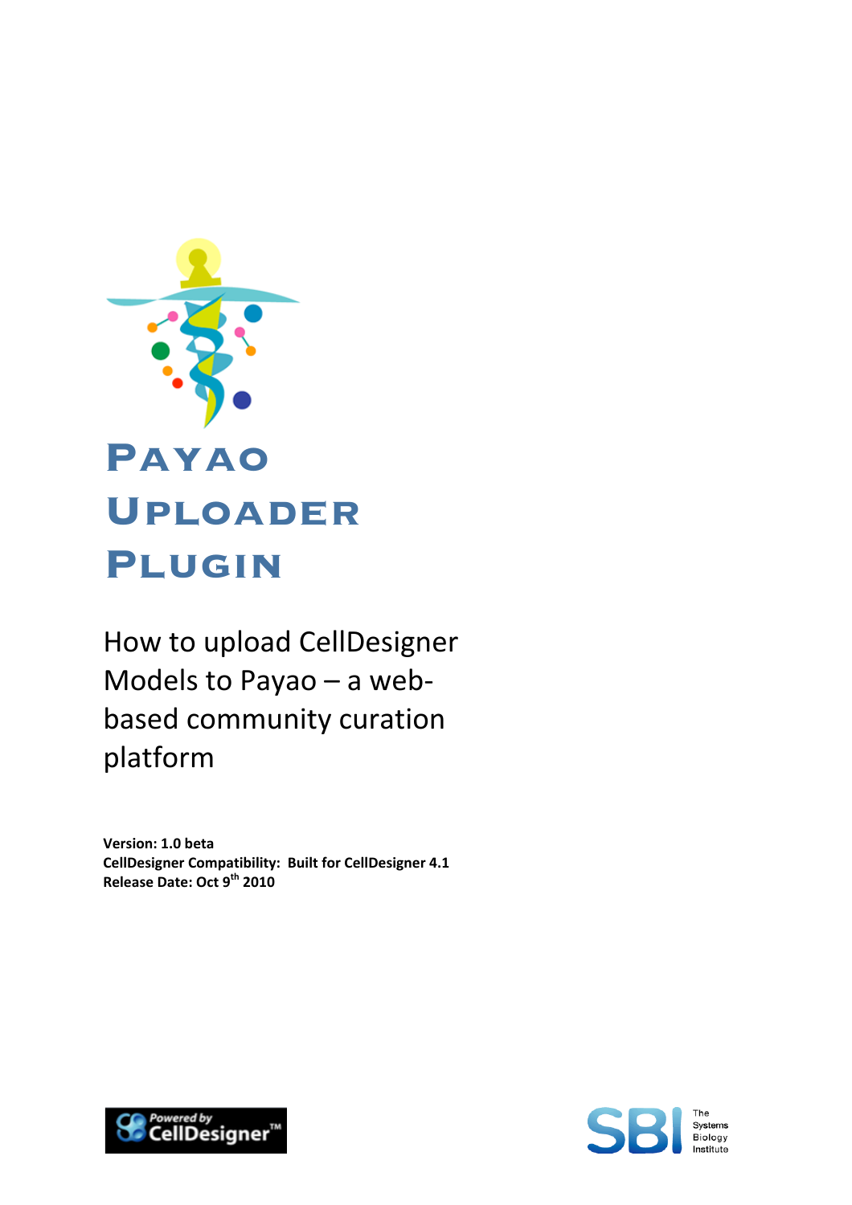# Payao Uploader Plugin

## How to upload CellDesigner Models to Payao – a web-based community curation platform

**Version: 1.0 beta**
**CellDesigner Compatibility: Built for CellDesigner 4.1**
**Release Date: Oct 9th 2010**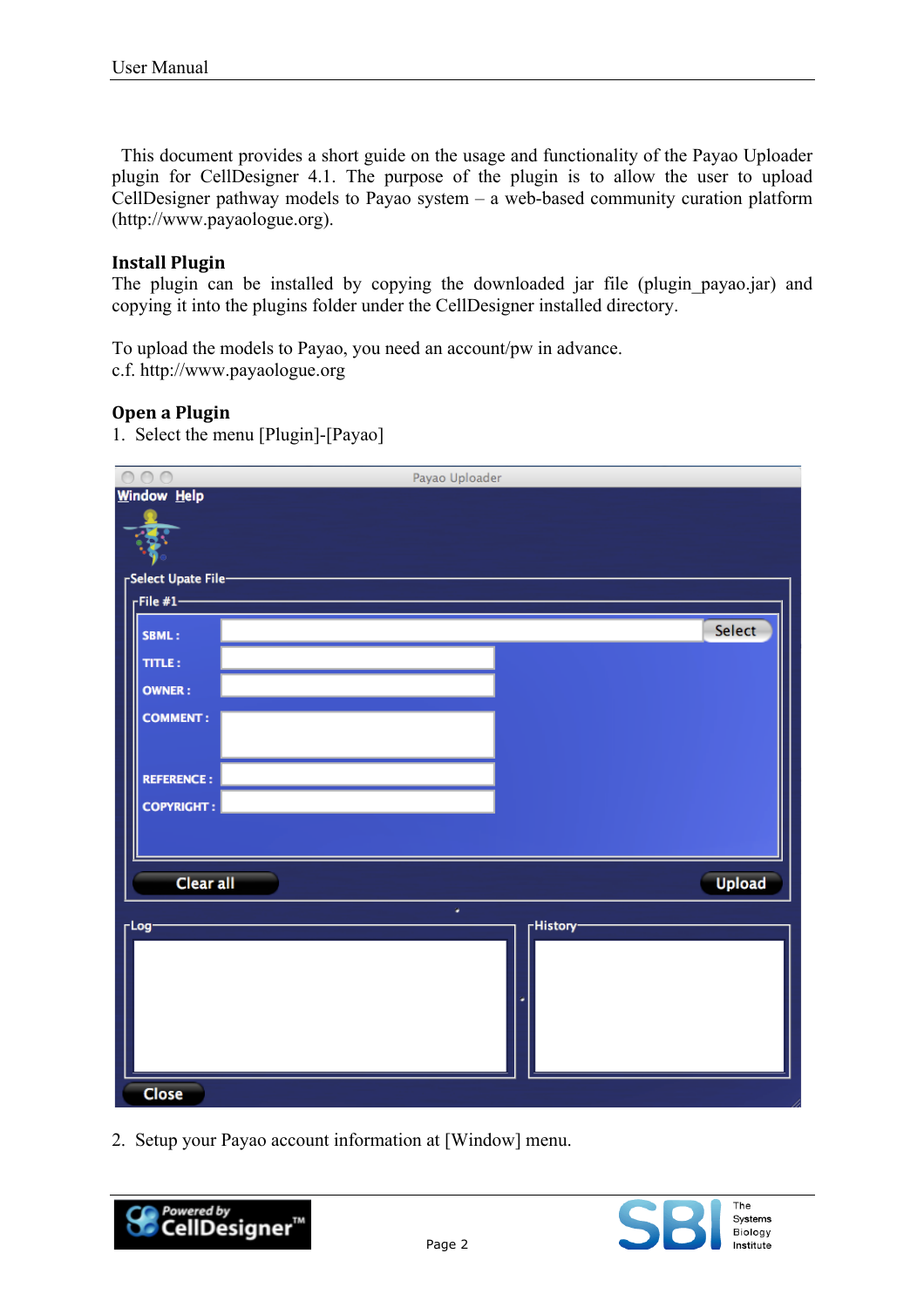This document provides a short guide on the usage and functionality of the Payao Uploader plugin for CellDesigner 4.1. The purpose of the plugin is to allow the user to upload CellDesigner pathway models to Payao system – a web-based community curation platform (http://www.payaologue.org).

## Install Plugin

The plugin can be installed by copying the downloaded jar file (plugin_payao.jar) and copying it into the plugins folder under the CellDesigner installed directory.

To upload the models to Payao, you need an account/pw in advance.
c.f. http://www.payaologue.org

## Open a Plugin

1. Select the menu [Plugin]-[Payao]

2. Setup your Payao account information at [Window] menu.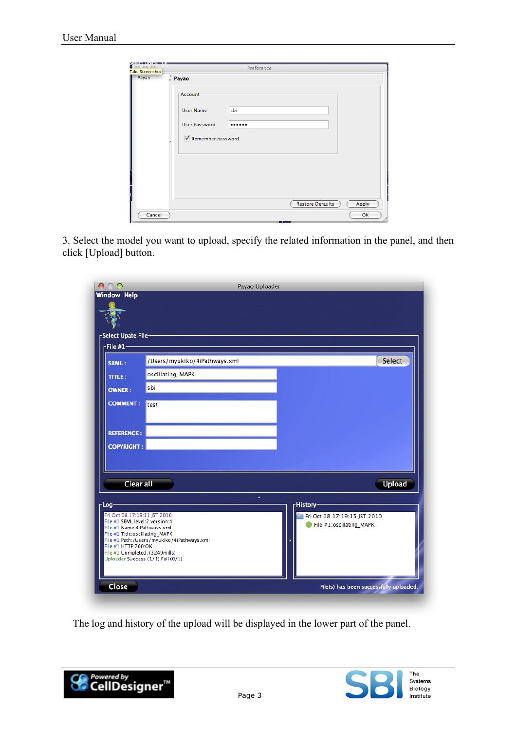3. Select the model you want to upload, specify the related information in the panel, and then click [Upload] button.

The log and history of the upload will be displayed in the lower part of the panel.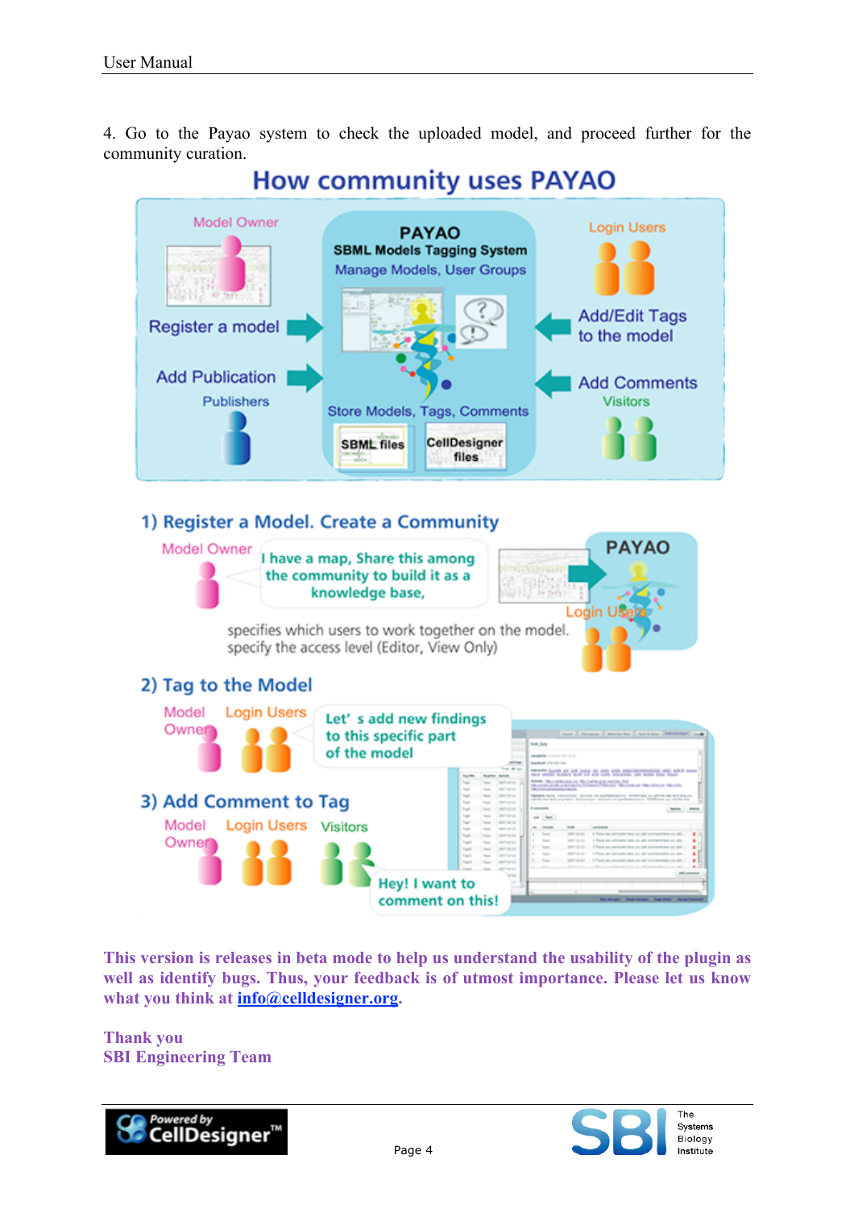4. Go to the Payao system to check the uploaded model, and proceed further for the community curation.

How community uses PAYAO

Model Owner

Register a model

Add Publication

Publishers

PAYAO

SBML Models Tagging System

Manage Models, User Groups

Store Models, Tags, Comments

SBML files

CellDesigner files

Login Users

Add/Edit Tags to the model

Add Comments

Visitors

1) Register a Model. Create a Community

Model Owner

I have a map, Share this among the community to build it as a knowledge base,

PAYAO

Login Users

specifies which users to work together on the model.
specify the access level (Editor, View Only)

2) Tag to the Model

Model Owner

Login Users

Let's add new findings to this specific part of the model

3) Add Comment to Tag

Model Owner

Login Users

Visitors

Hey! I want to comment on this!

**This version is releases in beta mode to help us understand the usability of the plugin as well as identify bugs. Thus, your feedback is of utmost importance. Please let us know what you think at info@celldesigner.org.**

**Thank you**
**SBI Engineering Team**